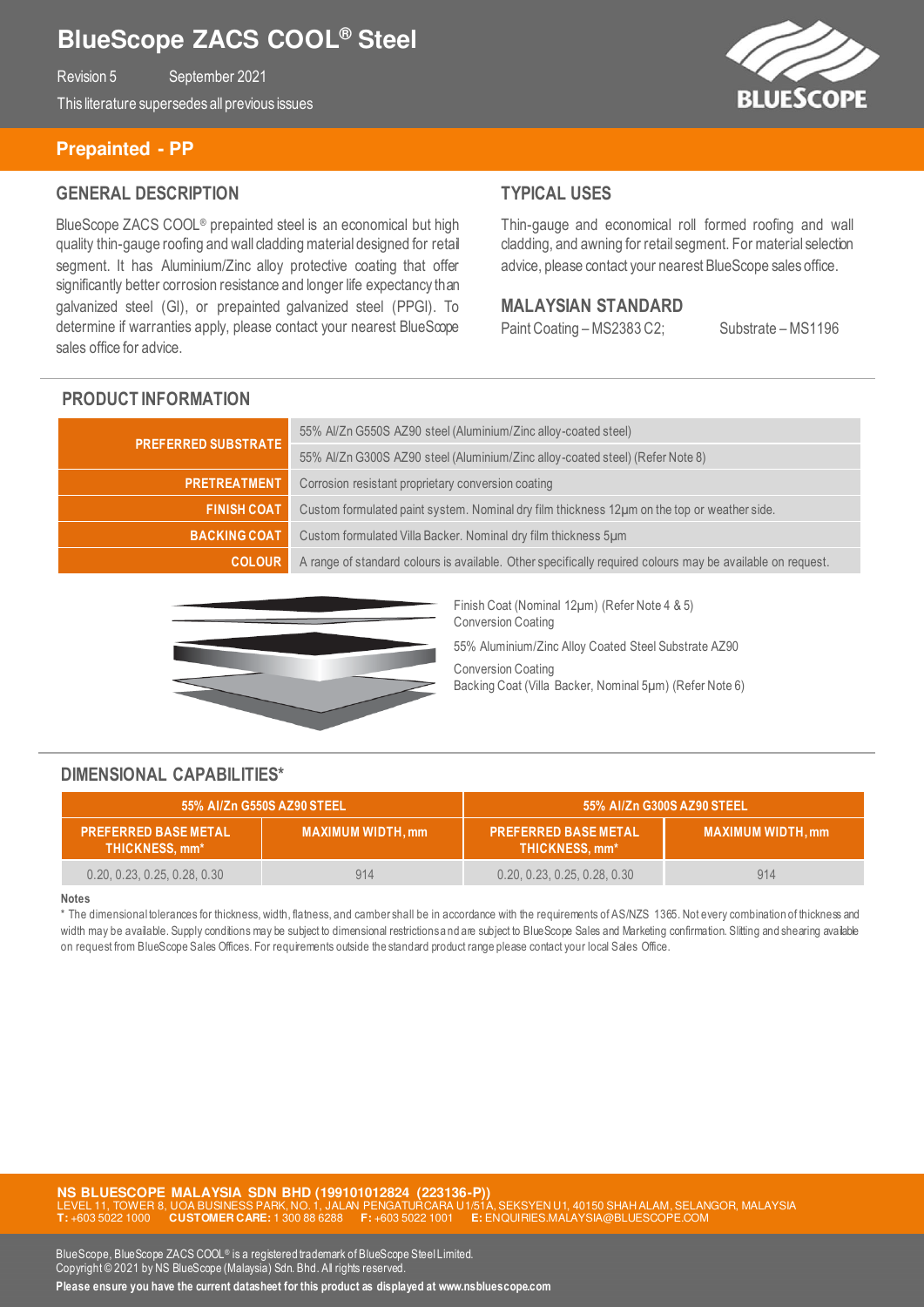# BlueScope ZACS COOL® Steel

Revision 5 September 2021

This literature supersedes all previous issues

## Prepainted - PP

### GENERAL DESCRIPTION

BlueScope ZACS COOL® prepainted steel is an economical but high quality thin-gauge roofing and wall cladding material designed for retail segment. It has Aluminium/Zinc alloy protective coating that offer significantly better corrosion resistance and longer life expectancy than galvanized steel (GI), or prepainted galvanized steel (PPGI). To determine if warranties apply, please contact your nearest BlueScope sales office for advice.

### TYPICAL USES

Thin-gauge and economical roll formed roofing and wall cladding, and awning for retail segment. For material selection advice, please contact your nearest BlueScope sales office.

### MALAYSIAN STANDARD

Paint Coating – MS2383 C2; Substrate – MS1196

### PRODUCT INFORMATION

| | |
|---|---|
| **PREFERRED SUBSTRATE** | 55% Al/Zn G550S AZ90 steel (Aluminium/Zinc alloy-coated steel) |
| | 55% Al/Zn G300S AZ90 steel (Aluminium/Zinc alloy-coated steel) (Refer Note 8) |
| **PRETREATMENT** | Corrosion resistant proprietary conversion coating |
| **FINISH COAT** | Custom formulated paint system. Nominal dry film thickness 12µm on the top or weather side. |
| **BACKING COAT** | Custom formulated Villa Backer. Nominal dry film thickness 5µm |
| **COLOUR** | A range of standard colours is available. Other specifically required colours may be available on request. |

Finish Coat (Nominal 12µm) (Refer Note 4 & 5)
Conversion Coating
55% Aluminium/Zinc Alloy Coated Steel Substrate AZ90
Conversion Coating
Backing Coat (Villa Backer, Nominal 5µm) (Refer Note 6)

### DIMENSIONAL CAPABILITIES*

| 55% Al/Zn G550S AZ90 STEEL | | 55% Al/Zn G300S AZ90 STEEL | |
|---|---|---|---|
| PREFERRED BASE METAL THICKNESS, mm* | MAXIMUM WIDTH, mm | PREFERRED BASE METAL THICKNESS, mm* | MAXIMUM WIDTH, mm |
| 0.20, 0.23, 0.25, 0.28, 0.30 | 914 | 0.20, 0.23, 0.25, 0.28, 0.30 | 914 |

**Notes**

* The dimensional tolerances for thickness, width, flatness, and camber shall be in accordance with the requirements of AS/NZS 1365. Not every combination of thickness and width may be available. Supply conditions may be subject to dimensional restrictions and are subject to BlueScope Sales and Marketing confirmation. Slitting and shearing available on request from BlueScope Sales Offices. For requirements outside the standard product range please contact your local Sales Office.

**NS BLUESCOPE MALAYSIA SDN BHD (199101012824 (223136-P))**
LEVEL 11, TOWER 8, UOA BUSINESS PARK, NO. 1, JALAN PENGATURCARA U1/51A, SEKSYEN U1, 40150 SHAH ALAM, SELANGOR, MALAYSIA
**T:** +603 5022 1000 **CUSTOMER CARE:** 1 300 88 6288 **F:** +603 5022 1001 **E:** ENQUIRIES.MALAYSIA@BLUESCOPE.COM

BlueScope, BlueScope ZACS COOL® is a registered trademark of BlueScope Steel Limited.
Copyright © 2021 by NS BlueScope (Malaysia) Sdn. Bhd. All rights reserved.

**Please ensure you have the current datasheet for this product as displayed at www.nsbluescope.com**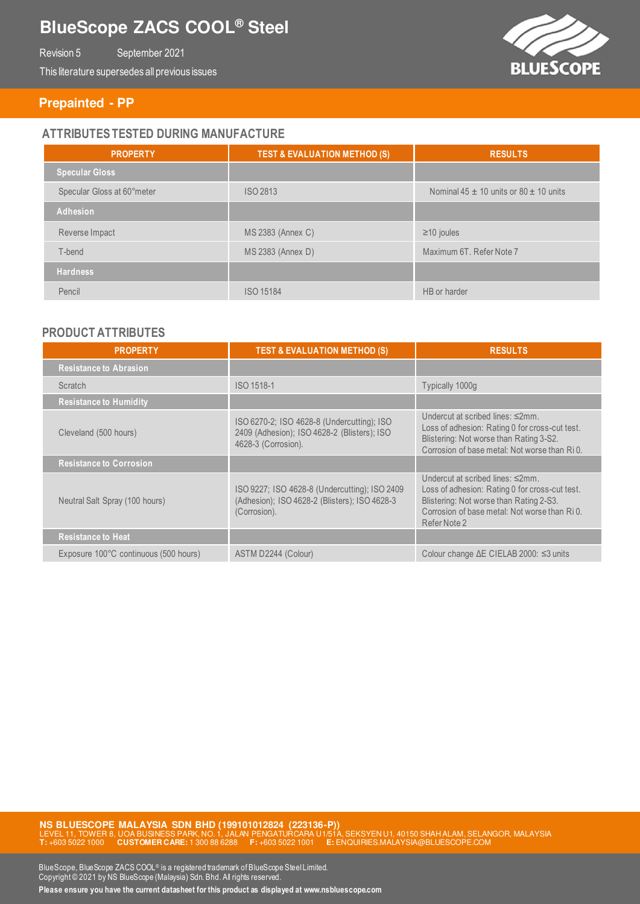# BlueScope ZACS COOL® Steel

Revision 5 September 2021

This literature supersedes all previous issues

## Prepainted - PP

### ATTRIBUTES TESTED DURING MANUFACTURE

| PROPERTY | TEST & EVALUATION METHOD (S) | RESULTS |
|---|---|---|
| **Specular Gloss** | | |
| Specular Gloss at 60°meter | ISO 2813 | Nominal 45 ± 10 units or 80 ± 10 units |
| **Adhesion** | | |
| Reverse Impact | MS 2383 (Annex C) | ≥10 joules |
| T-bend | MS 2383 (Annex D) | Maximum 6T. Refer Note 7 |
| **Hardness** | | |
| Pencil | ISO 15184 | HB or harder |

### PRODUCT ATTRIBUTES

| PROPERTY | TEST & EVALUATION METHOD (S) | RESULTS |
|---|---|---|
| **Resistance to Abrasion** | | |
| Scratch | ISO 1518-1 | Typically 1000g |
| **Resistance to Humidity** | | |
| Cleveland (500 hours) | ISO 6270-2; ISO 4628-8 (Undercutting); ISO 2409 (Adhesion); ISO 4628-2 (Blisters); ISO 4628-3 (Corrosion). | Undercut at scribed lines: ≤2mm. Loss of adhesion: Rating 0 for cross-cut test. Blistering: Not worse than Rating 3-S2. Corrosion of base metal: Not worse than Ri 0. |
| **Resistance to Corrosion** | | |
| Neutral Salt Spray (100 hours) | ISO 9227; ISO 4628-8 (Undercutting); ISO 2409 (Adhesion); ISO 4628-2 (Blisters); ISO 4628-3 (Corrosion). | Undercut at scribed lines: ≤2mm. Loss of adhesion: Rating 0 for cross-cut test. Blistering: Not worse than Rating 2-S3. Corrosion of base metal: Not worse than Ri 0. Refer Note 2 |
| **Resistance to Heat** | | |
| Exposure 100°C continuous (500 hours) | ASTM D2244 (Colour) | Colour change ΔE CIELAB 2000: ≤3 units |

**NS BLUESCOPE MALAYSIA SDN BHD (199101012824 (223136-P))**
LEVEL 11, TOWER 8, UOA BUSINESS PARK, NO. 1, JALAN PENGATURCARA U1/51A, SEKSYEN U1, 40150 SHAH ALAM, SELANGOR, MALAYSIA
**T:** +603 5022 1000 **CUSTOMER CARE:** 1 300 88 6288 **F:** +603 5022 1001 **E:** ENQUIRIES.MALAYSIA@BLUESCOPE.COM

BlueScope, BlueScope ZACS COOL® is a registered trademark of BlueScope Steel Limited.
Copyright © 2021 by NS BlueScope (Malaysia) Sdn. Bhd. All rights reserved.

**Please ensure you have the current datasheet for this product as displayed at www.nsbluescope.com**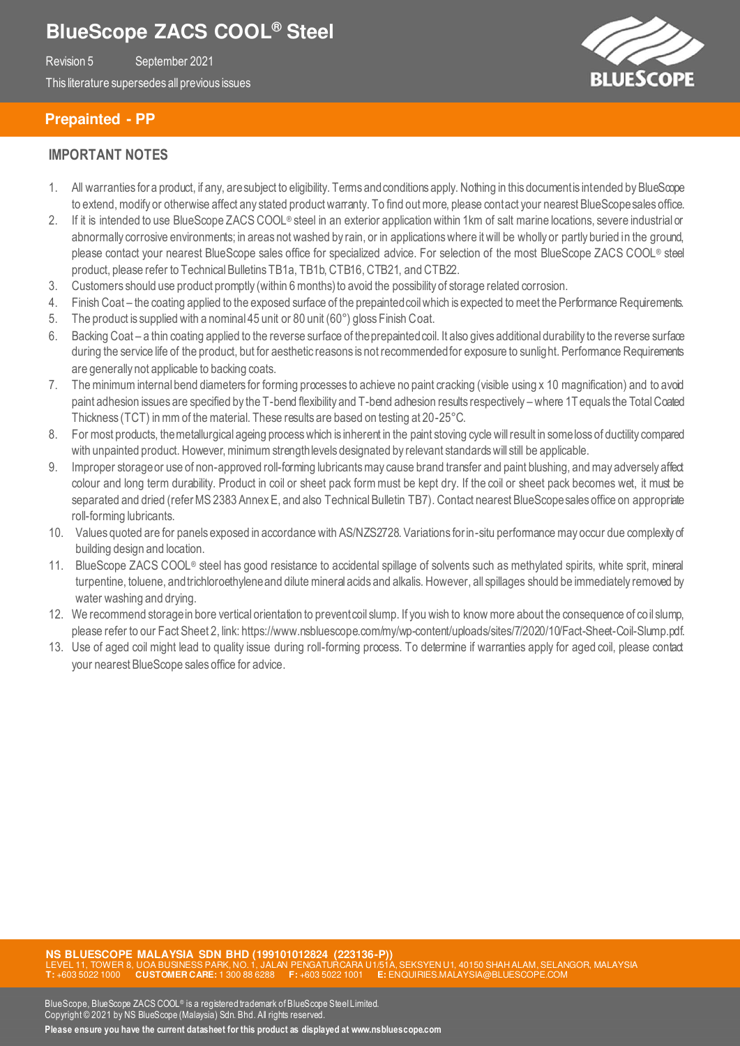## Prepainted - PP

### IMPORTANT NOTES

1. All warranties for a product, if any, are subject to eligibility. Terms and conditions apply. Nothing in this document is intended by BlueScope to extend, modify or otherwise affect any stated product warranty. To find out more, please contact your nearest BlueScope sales office.
2. If it is intended to use BlueScope ZACS COOL® steel in an exterior application within 1km of salt marine locations, severe industrial or abnormally corrosive environments; in areas not washed by rain, or in applications where it will be wholly or partly buried in the ground, please contact your nearest BlueScope sales office for specialized advice. For selection of the most BlueScope ZACS COOL® steel product, please refer to Technical Bulletins TB1a, TB1b, CTB16, CTB21, and CTB22.
3. Customers should use product promptly (within 6 months) to avoid the possibility of storage related corrosion.
4. Finish Coat – the coating applied to the exposed surface of the prepainted coil which is expected to meet the Performance Requirements.
5. The product is supplied with a nominal 45 unit or 80 unit (60°) gloss Finish Coat.
6. Backing Coat – a thin coating applied to the reverse surface of the prepainted coil. It also gives additional durability to the reverse surface during the service life of the product, but for aesthetic reasons is not recommended for exposure to sunlight. Performance Requirements are generally not applicable to backing coats.
7. The minimum internal bend diameters for forming processes to achieve no paint cracking (visible using x 10 magnification) and to avoid paint adhesion issues are specified by the T-bend flexibility and T-bend adhesion results respectively – where 1T equals the Total Coated Thickness (TCT) in mm of the material. These results are based on testing at 20-25°C.
8. For most products, the metallurgical ageing process which is inherent in the paint stoving cycle will result in some loss of ductility compared with unpainted product. However, minimum strength levels designated by relevant standards will still be applicable.
9. Improper storage or use of non-approved roll-forming lubricants may cause brand transfer and paint blushing, and may adversely affect colour and long term durability. Product in coil or sheet pack form must be kept dry. If the coil or sheet pack becomes wet, it must be separated and dried (refer MS 2383 Annex E, and also Technical Bulletin TB7). Contact nearest BlueScope sales office on appropriate roll-forming lubricants.
10. Values quoted are for panels exposed in accordance with AS/NZS2728. Variations for in-situ performance may occur due complexity of building design and location.
11. BlueScope ZACS COOL® steel has good resistance to accidental spillage of solvents such as methylated spirits, white sprit, mineral turpentine, toluene, and trichloroethylene and dilute mineral acids and alkalis. However, all spillages should be immediately removed by water washing and drying.
12. We recommend storage in bore vertical orientation to prevent coil slump. If you wish to know more about the consequence of coil slump, please refer to our Fact Sheet 2, link: https://www.nsbluescope.com/my/wp-content/uploads/sites/7/2020/10/Fact-Sheet-Coil-Slump.pdf.
13. Use of aged coil might lead to quality issue during roll-forming process. To determine if warranties apply for aged coil, please contact your nearest BlueScope sales office for advice.